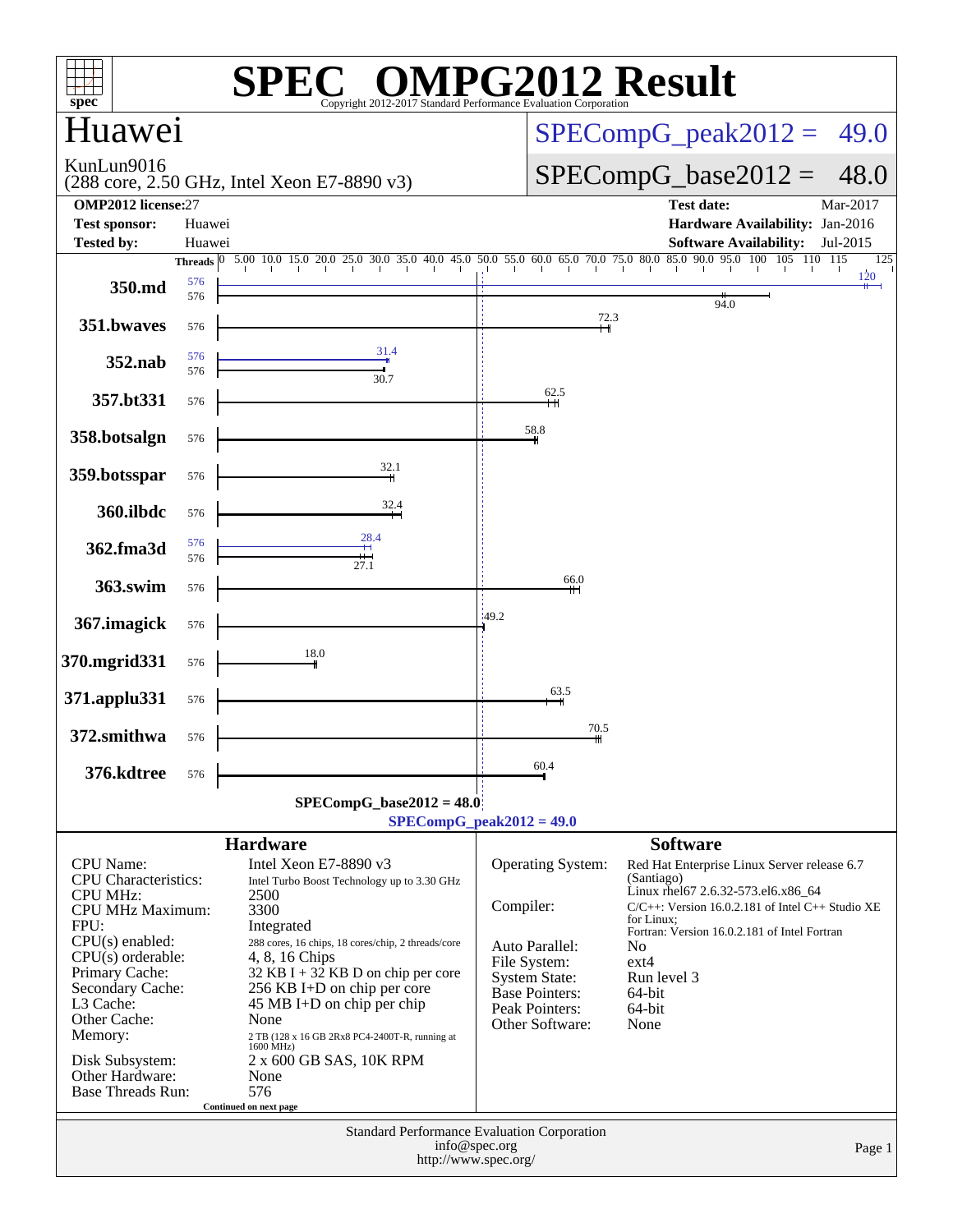# SPEC OMPG2012 Result

Copyright 2012-2017 Standard Performance Evaluation Corporation

## Huawei

KunLun9016
(288 core, 2.50 GHz, Intel Xeon E7-8890 v3)

SPECompG_peak2012 = 49.0

SPECompG_base2012 = 48.0

| | | | |
|---|---|---|---|
| **OMP2012 license:** | 27 | **Test date:** | Mar-2017 |
| **Test sponsor:** | Huawei | **Hardware Availability:** | Jan-2016 |
| **Tested by:** | Huawei | **Software Availability:** | Jul-2015 |

| Benchmark | Threads (peak) | Threads (base) | Peak | Base |
|---|---|---|---|---|
| 350.md | 576 | 576 | 120 | 94.0 |
| 351.bwaves | | 576 | | 72.3 |
| 352.nab | 576 | 576 | 31.4 | 30.7 |
| 357.bt331 | | 576 | | 62.5 |
| 358.botsalgn | | 576 | | 58.8 |
| 359.botsspar | | 576 | | 32.1 |
| 360.ilbdc | | 576 | | 32.4 |
| 362.fma3d | 576 | 576 | 28.4 | 27.1 |
| 363.swim | | 576 | | 66.0 |
| 367.imagick | | 576 | | 49.2 |
| 370.mgrid331 | | 576 | | 18.0 |
| 371.applu331 | | 576 | | 63.5 |
| 372.smithwa | | 576 | | 70.5 |
| 376.kdtree | | 576 | | 60.4 |

SPECompG_base2012 = 48.0

SPECompG_peak2012 = 49.0

## Hardware

| | |
|---|---|
| CPU Name: | Intel Xeon E7-8890 v3 |
| CPU Characteristics: | Intel Turbo Boost Technology up to 3.30 GHz |
| CPU MHz: | 2500 |
| CPU MHz Maximum: | 3300 |
| FPU: | Integrated |
| CPU(s) enabled: | 288 cores, 16 chips, 18 cores/chip, 2 threads/core |
| CPU(s) orderable: | 4, 8, 16 Chips |
| Primary Cache: | 32 KB I + 32 KB D on chip per core |
| Secondary Cache: | 256 KB I+D on chip per core |
| L3 Cache: | 45 MB I+D on chip per chip |
| Other Cache: | None |
| Memory: | 2 TB (128 x 16 GB 2Rx8 PC4-2400T-R, running at 1600 MHz) |
| Disk Subsystem: | 2 x 600 GB SAS, 10K RPM |
| Other Hardware: | None |
| Base Threads Run: | 576 |

Continued on next page

## Software

| | |
|---|---|
| Operating System: | Red Hat Enterprise Linux Server release 6.7 (Santiago) Linux rhel67 2.6.32-573.el6.x86_64 |
| Compiler: | C/C++: Version 16.0.2.181 of Intel C++ Studio XE for Linux; Fortran: Version 16.0.2.181 of Intel Fortran |
| Auto Parallel: | No |
| File System: | ext4 |
| System State: | Run level 3 |
| Base Pointers: | 64-bit |
| Peak Pointers: | 64-bit |
| Other Software: | None |

Standard Performance Evaluation Corporation
info@spec.org
http://www.spec.org/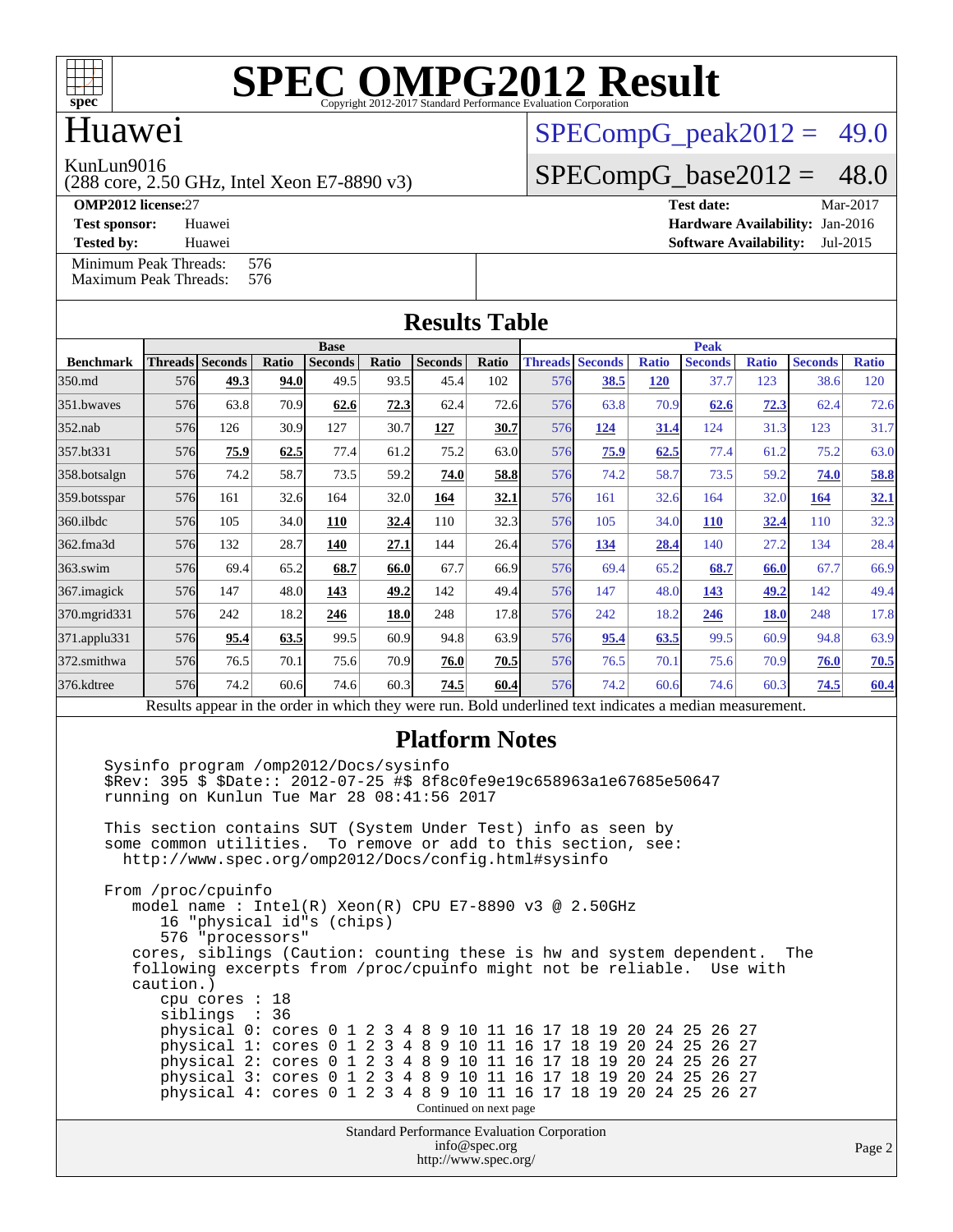# SPEC OMPG2012 Result

Copyright 2012-2017 Standard Performance Evaluation Corporation

## Huawei

KunLun9016
(288 core, 2.50 GHz, Intel Xeon E7-8890 v3)

SPECompG_peak2012 = 49.0

SPECompG_base2012 = 48.0

**OMP2012 license:** 27
**Test sponsor:** Huawei
**Tested by:** Huawei

**Test date:** Mar-2017
**Hardware Availability:** Jan-2016
**Software Availability:** Jul-2015

Minimum Peak Threads: 576
Maximum Peak Threads: 576

## Results Table

| Benchmark | Base | | | | | | | Peak | | | | | | |
|---|---|---|---|---|---|---|---|---|---|---|---|---|---|---|
| | Threads | Seconds | Ratio | Seconds | Ratio | Seconds | Ratio | Threads | Seconds | Ratio | Seconds | Ratio | Seconds | Ratio |
| 350.md | 576 | **49.3** | **94.0** | 49.5 | 93.5 | 45.4 | 102 | 576 | **38.5** | **120** | 37.7 | 123 | 38.6 | 120 |
| 351.bwaves | 576 | 63.8 | 70.9 | **62.6** | **72.3** | 62.4 | 72.6 | 576 | 63.8 | 70.9 | **62.6** | **72.3** | 62.4 | 72.6 |
| 352.nab | 576 | 126 | 30.9 | 127 | 30.7 | **127** | **30.7** | 576 | **124** | **31.4** | 124 | 31.3 | 123 | 31.7 |
| 357.bt331 | 576 | **75.9** | **62.5** | 77.4 | 61.2 | 75.2 | 63.0 | 576 | **75.9** | **62.5** | 77.4 | 61.2 | 75.2 | 63.0 |
| 358.botsalgn | 576 | 74.2 | 58.7 | 73.5 | 59.2 | **74.0** | **58.8** | 576 | 74.2 | 58.7 | 73.5 | 59.2 | **74.0** | **58.8** |
| 359.botsspar | 576 | 161 | 32.6 | 164 | 32.0 | **164** | **32.1** | 576 | 161 | 32.6 | 164 | 32.0 | **164** | **32.1** |
| 360.ilbdc | 576 | 105 | 34.0 | **110** | **32.4** | 110 | 32.3 | 576 | 105 | 34.0 | **110** | **32.4** | 110 | 32.3 |
| 362.fma3d | 576 | 132 | 28.7 | **140** | **27.1** | 144 | 26.4 | 576 | **134** | **28.4** | 140 | 27.2 | 134 | 28.4 |
| 363.swim | 576 | 69.4 | 65.2 | **68.7** | **66.0** | 67.7 | 66.9 | 576 | 69.4 | 65.2 | **68.7** | **66.0** | 67.7 | 66.9 |
| 367.imagick | 576 | 147 | 48.0 | **143** | **49.2** | 142 | 49.4 | 576 | 147 | 48.0 | **143** | **49.2** | 142 | 49.4 |
| 370.mgrid331 | 576 | 242 | 18.2 | **246** | **18.0** | 248 | 17.8 | 576 | 242 | 18.2 | **246** | **18.0** | 248 | 17.8 |
| 371.applu331 | 576 | **95.4** | **63.5** | 99.5 | 60.9 | 94.8 | 63.9 | 576 | **95.4** | **63.5** | 99.5 | 60.9 | 94.8 | 63.9 |
| 372.smithwa | 576 | 76.5 | 70.1 | 75.6 | 70.9 | **76.0** | **70.5** | 576 | 76.5 | 70.1 | 75.6 | 70.9 | **76.0** | **70.5** |
| 376.kdtree | 576 | 74.2 | 60.6 | 74.6 | 60.3 | **74.5** | **60.4** | 576 | 74.2 | 60.6 | 74.6 | 60.3 | **74.5** | **60.4** |

Results appear in the order in which they were run. Bold underlined text indicates a median measurement.

## Platform Notes

```
Sysinfo program /omp2012/Docs/sysinfo
$Rev: 395 $ $Date:: 2012-07-25 #$ 8f8c0fe9e19c658963a1e67685e50647
running on Kunlun Tue Mar 28 08:41:56 2017

This section contains SUT (System Under Test) info as seen by
some common utilities.  To remove or add to this section, see:
  http://www.spec.org/omp2012/Docs/config.html#sysinfo

From /proc/cpuinfo
   model name : Intel(R) Xeon(R) CPU E7-8890 v3 @ 2.50GHz
      16 "physical id"s (chips)
      576 "processors"
   cores, siblings (Caution: counting these is hw and system dependent.  The
   following excerpts from /proc/cpuinfo might not be reliable.  Use with
   caution.)
      cpu cores : 18
      siblings  : 36
      physical 0: cores 0 1 2 3 4 8 9 10 11 16 17 18 19 20 24 25 26 27
      physical 1: cores 0 1 2 3 4 8 9 10 11 16 17 18 19 20 24 25 26 27
      physical 2: cores 0 1 2 3 4 8 9 10 11 16 17 18 19 20 24 25 26 27
      physical 3: cores 0 1 2 3 4 8 9 10 11 16 17 18 19 20 24 25 26 27
      physical 4: cores 0 1 2 3 4 8 9 10 11 16 17 18 19 20 24 25 26 27
```

Continued on next page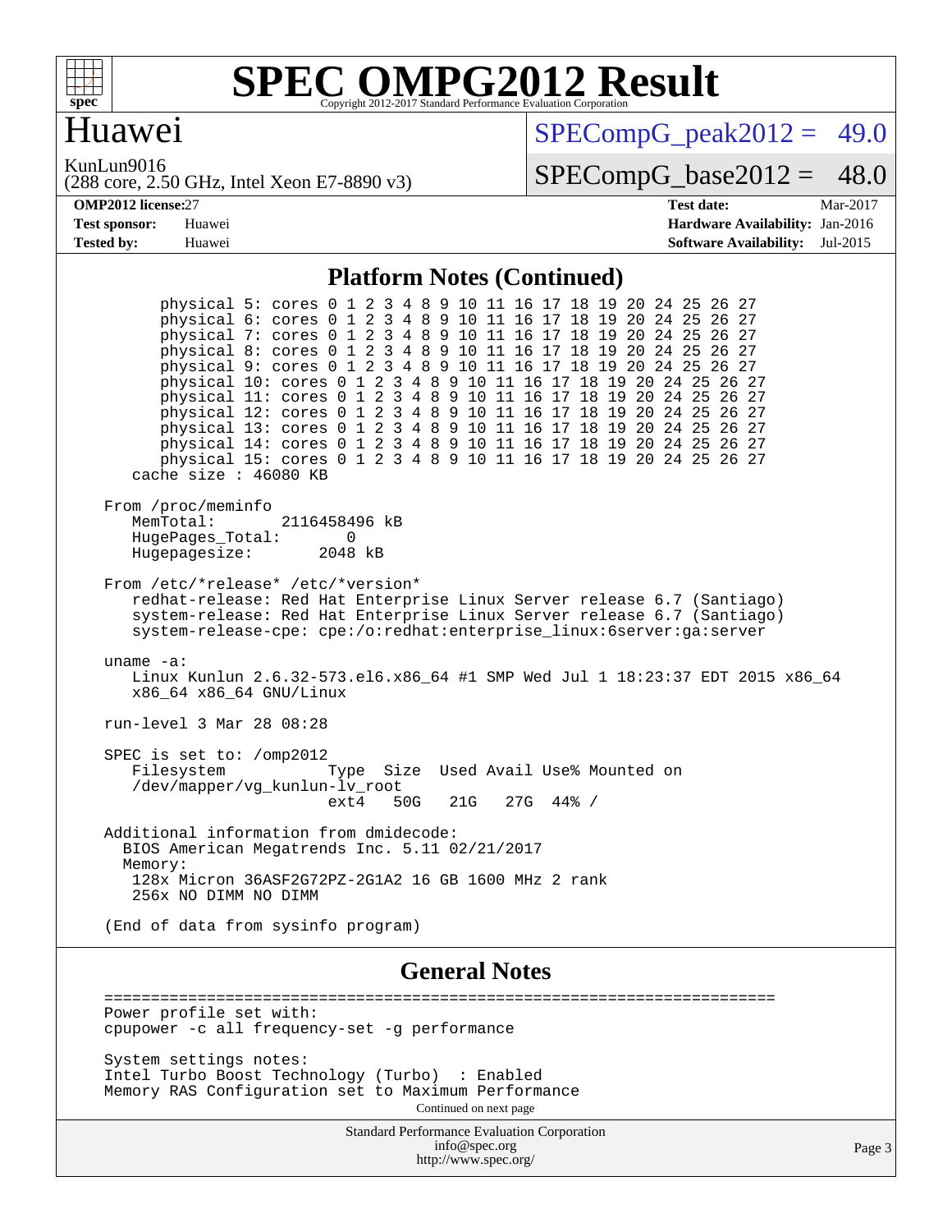# Huawei

KunLun9016
(288 core, 2.50 GHz, Intel Xeon E7-8890 v3)

SPECompG_peak2012 = 49.0

SPECompG_base2012 = 48.0

**OMP2012 license:** 27
**Test sponsor:** Huawei
**Tested by:** Huawei

**Test date:** Mar-2017
**Hardware Availability:** Jan-2016
**Software Availability:** Jul-2015

## Platform Notes (Continued)

```
        physical 5: cores 0 1 2 3 4 8 9 10 11 16 17 18 19 20 24 25 26 27
        physical 6: cores 0 1 2 3 4 8 9 10 11 16 17 18 19 20 24 25 26 27
        physical 7: cores 0 1 2 3 4 8 9 10 11 16 17 18 19 20 24 25 26 27
        physical 8: cores 0 1 2 3 4 8 9 10 11 16 17 18 19 20 24 25 26 27
        physical 9: cores 0 1 2 3 4 8 9 10 11 16 17 18 19 20 24 25 26 27
        physical 10: cores 0 1 2 3 4 8 9 10 11 16 17 18 19 20 24 25 26 27
        physical 11: cores 0 1 2 3 4 8 9 10 11 16 17 18 19 20 24 25 26 27
        physical 12: cores 0 1 2 3 4 8 9 10 11 16 17 18 19 20 24 25 26 27
        physical 13: cores 0 1 2 3 4 8 9 10 11 16 17 18 19 20 24 25 26 27
        physical 14: cores 0 1 2 3 4 8 9 10 11 16 17 18 19 20 24 25 26 27
        physical 15: cores 0 1 2 3 4 8 9 10 11 16 17 18 19 20 24 25 26 27
     cache size : 46080 KB

  From /proc/meminfo
     MemTotal:       2116458496 kB
     HugePages_Total:       0
     Hugepagesize:       2048 kB

  From /etc/*release* /etc/*version*
     redhat-release: Red Hat Enterprise Linux Server release 6.7 (Santiago)
     system-release: Red Hat Enterprise Linux Server release 6.7 (Santiago)
     system-release-cpe: cpe:/o:redhat:enterprise_linux:6server:ga:server

  uname -a:
     Linux Kunlun 2.6.32-573.el6.x86_64 #1 SMP Wed Jul 1 18:23:37 EDT 2015 x86_64
     x86_64 x86_64 GNU/Linux

  run-level 3 Mar 28 08:28

  SPEC is set to: /omp2012
     Filesystem           Type  Size  Used Avail Use% Mounted on
     /dev/mapper/vg_kunlun-lv_root
                          ext4   50G   21G   27G  44% /

  Additional information from dmidecode:
    BIOS American Megatrends Inc. 5.11 02/21/2017
    Memory:
     128x Micron 36ASF2G72PZ-2G1A2 16 GB 1600 MHz 2 rank
     256x NO DIMM NO DIMM

  (End of data from sysinfo program)
```

## General Notes

```
  ========================================================================
  Power profile set with:
  cpupower -c all frequency-set -g performance

  System settings notes:
  Intel Turbo Boost Technology (Turbo)  : Enabled
  Memory RAS Configuration set to Maximum Performance
```

Continued on next page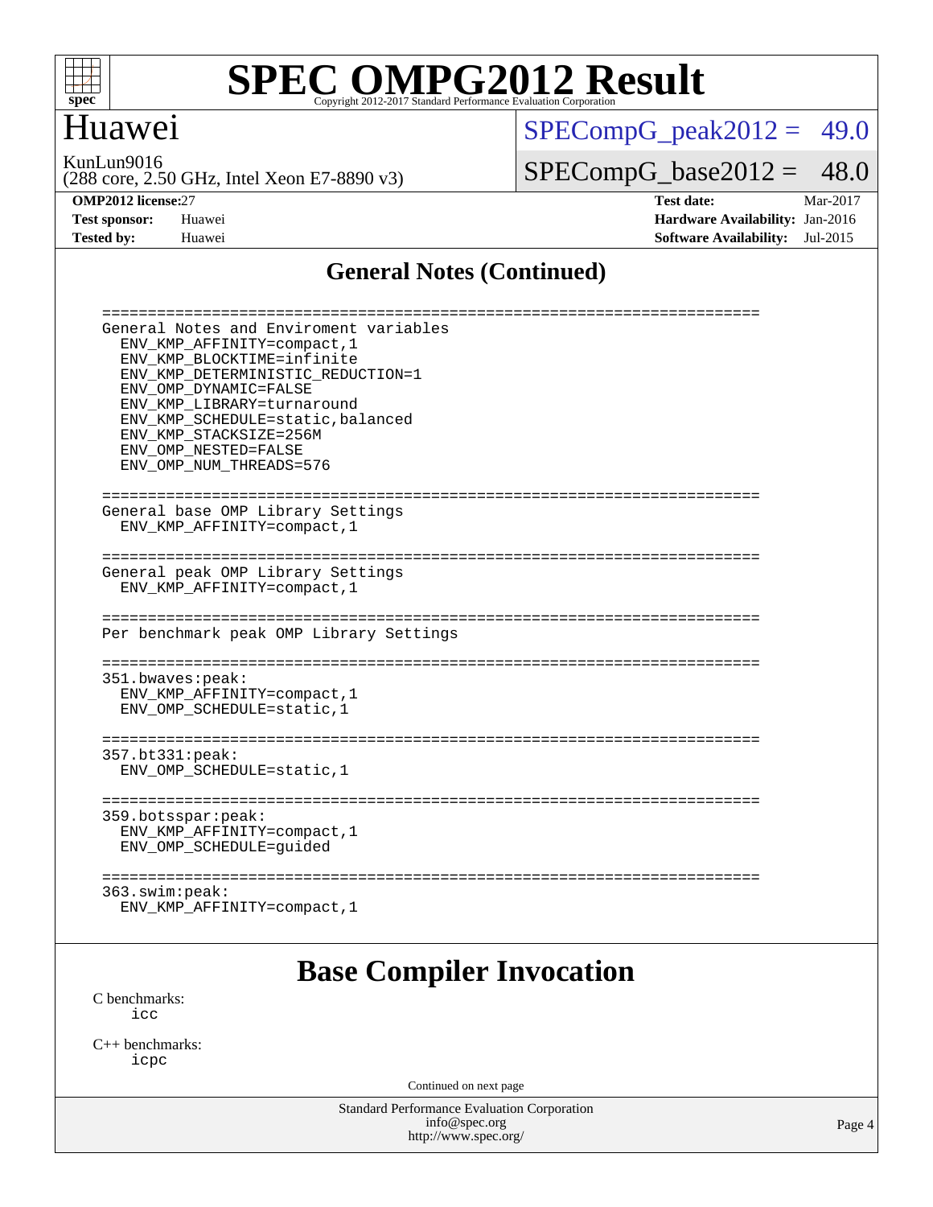# SPEC OMPG2012 Result

Copyright 2012-2017 Standard Performance Evaluation Corporation

## Huawei

KunLun9016
(288 core, 2.50 GHz, Intel Xeon E7-8890 v3)

SPECompG_peak2012 = 49.0

SPECompG_base2012 = 48.0

**OMP2012 license:** 27
**Test sponsor:** Huawei
**Tested by:** Huawei

**Test date:** Mar-2017
**Hardware Availability:** Jan-2016
**Software Availability:** Jul-2015

## General Notes (Continued)

```
========================================================================
General Notes and Enviroment variables
  ENV_KMP_AFFINITY=compact,1
  ENV_KMP_BLOCKTIME=infinite
  ENV_KMP_DETERMINISTIC_REDUCTION=1
  ENV_OMP_DYNAMIC=FALSE
  ENV_KMP_LIBRARY=turnaround
  ENV_KMP_SCHEDULE=static,balanced
  ENV_KMP_STACKSIZE=256M
  ENV_OMP_NESTED=FALSE
  ENV_OMP_NUM_THREADS=576

========================================================================
General base OMP Library Settings
  ENV_KMP_AFFINITY=compact,1

========================================================================
General peak OMP Library Settings
  ENV_KMP_AFFINITY=compact,1

========================================================================
Per benchmark peak OMP Library Settings

========================================================================
351.bwaves:peak:
  ENV_KMP_AFFINITY=compact,1
  ENV_OMP_SCHEDULE=static,1

========================================================================
357.bt331:peak:
  ENV_OMP_SCHEDULE=static,1

========================================================================
359.botsspar:peak:
  ENV_KMP_AFFINITY=compact,1
  ENV_OMP_SCHEDULE=guided

========================================================================
363.swim:peak:
  ENV_KMP_AFFINITY=compact,1
```

## Base Compiler Invocation

C benchmarks:
  icc

C++ benchmarks:
  icpc

Continued on next page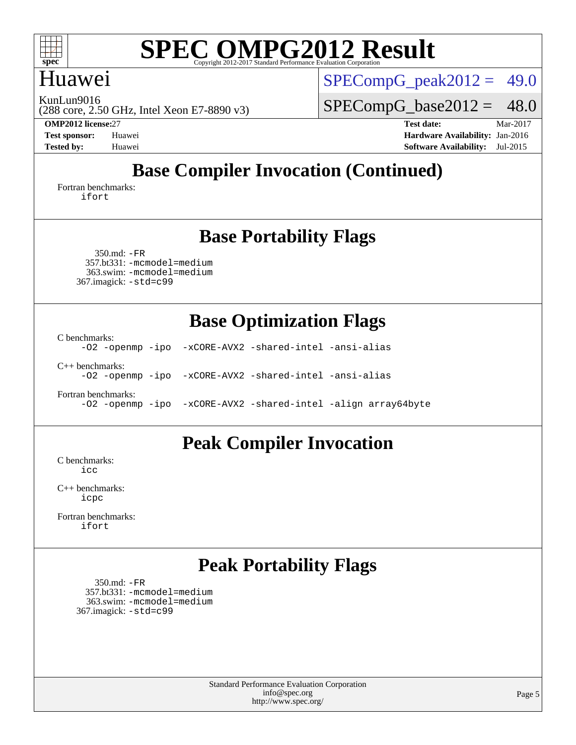# SPEC OMPG2012 Result

Copyright 2012-2017 Standard Performance Evaluation Corporation

## Huawei

KunLun9016
(288 core, 2.50 GHz, Intel Xeon E7-8890 v3)

SPECompG_peak2012 = 49.0

SPECompG_base2012 = 48.0

| | | | |
|---|---|---|---|
| **OMP2012 license:** | 27 | **Test date:** | Mar-2017 |
| **Test sponsor:** | Huawei | **Hardware Availability:** | Jan-2016 |
| **Tested by:** | Huawei | **Software Availability:** | Jul-2015 |

## Base Compiler Invocation (Continued)

Fortran benchmarks:
```
ifort
```

## Base Portability Flags

350.md: `-FR`
357.bt331: `-mcmodel=medium`
363.swim: `-mcmodel=medium`
367.imagick: `-std=c99`

## Base Optimization Flags

C benchmarks:
```
-O2 -openmp -ipo  -xCORE-AVX2 -shared-intel -ansi-alias
```

C++ benchmarks:
```
-O2 -openmp -ipo  -xCORE-AVX2 -shared-intel -ansi-alias
```

Fortran benchmarks:
```
-O2 -openmp -ipo  -xCORE-AVX2 -shared-intel -align array64byte
```

## Peak Compiler Invocation

C benchmarks:
```
icc
```

C++ benchmarks:
```
icpc
```

Fortran benchmarks:
```
ifort
```

## Peak Portability Flags

350.md: `-FR`
357.bt331: `-mcmodel=medium`
363.swim: `-mcmodel=medium`
367.imagick: `-std=c99`

Standard Performance Evaluation Corporation
info@spec.org
http://www.spec.org/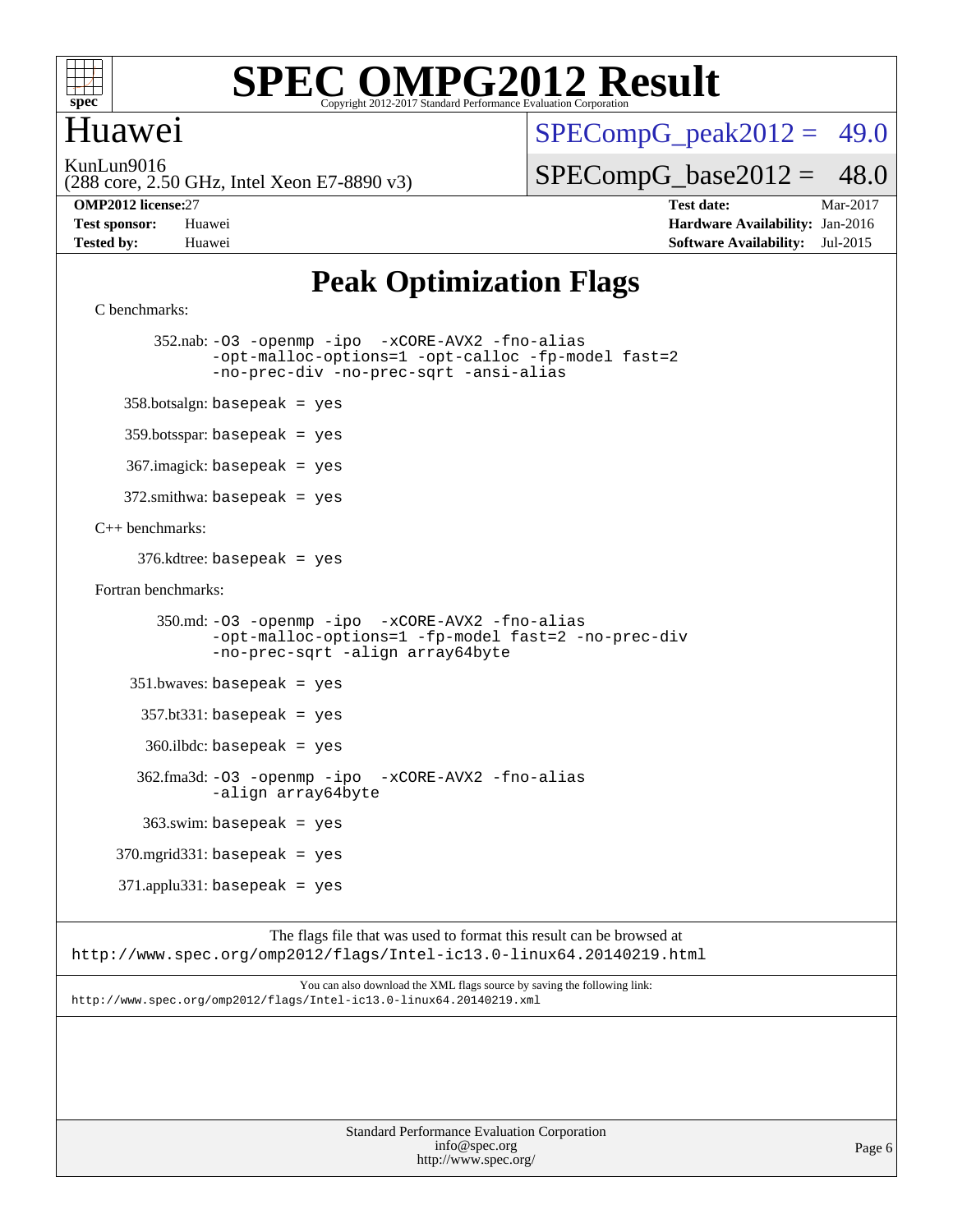# Huawei

KunLun9016
(288 core, 2.50 GHz, Intel Xeon E7-8890 v3)

SPECompG_peak2012 = 49.0

SPECompG_base2012 = 48.0

**OMP2012 license:** 27
**Test sponsor:** Huawei
**Tested by:** Huawei

**Test date:** Mar-2017
**Hardware Availability:** Jan-2016
**Software Availability:** Jul-2015

## Peak Optimization Flags

C benchmarks:

352.nab: `-O3 -openmp -ipo -xCORE-AVX2 -fno-alias -opt-malloc-options=1 -opt-calloc -fp-model fast=2 -no-prec-div -no-prec-sqrt -ansi-alias`

358.botsalgn: `basepeak = yes`

359.botsspar: `basepeak = yes`

367.imagick: `basepeak = yes`

372.smithwa: `basepeak = yes`

C++ benchmarks:

376.kdtree: `basepeak = yes`

Fortran benchmarks:

350.md: `-O3 -openmp -ipo -xCORE-AVX2 -fno-alias -opt-malloc-options=1 -fp-model fast=2 -no-prec-div -no-prec-sqrt -align array64byte`

351.bwaves: `basepeak = yes`

357.bt331: `basepeak = yes`

360.ilbdc: `basepeak = yes`

362.fma3d: `-O3 -openmp -ipo -xCORE-AVX2 -fno-alias -align array64byte`

363.swim: `basepeak = yes`

370.mgrid331: `basepeak = yes`

371.applu331: `basepeak = yes`

The flags file that was used to format this result can be browsed at
http://www.spec.org/omp2012/flags/Intel-ic13.0-linux64.20140219.html

You can also download the XML flags source by saving the following link:
http://www.spec.org/omp2012/flags/Intel-ic13.0-linux64.20140219.xml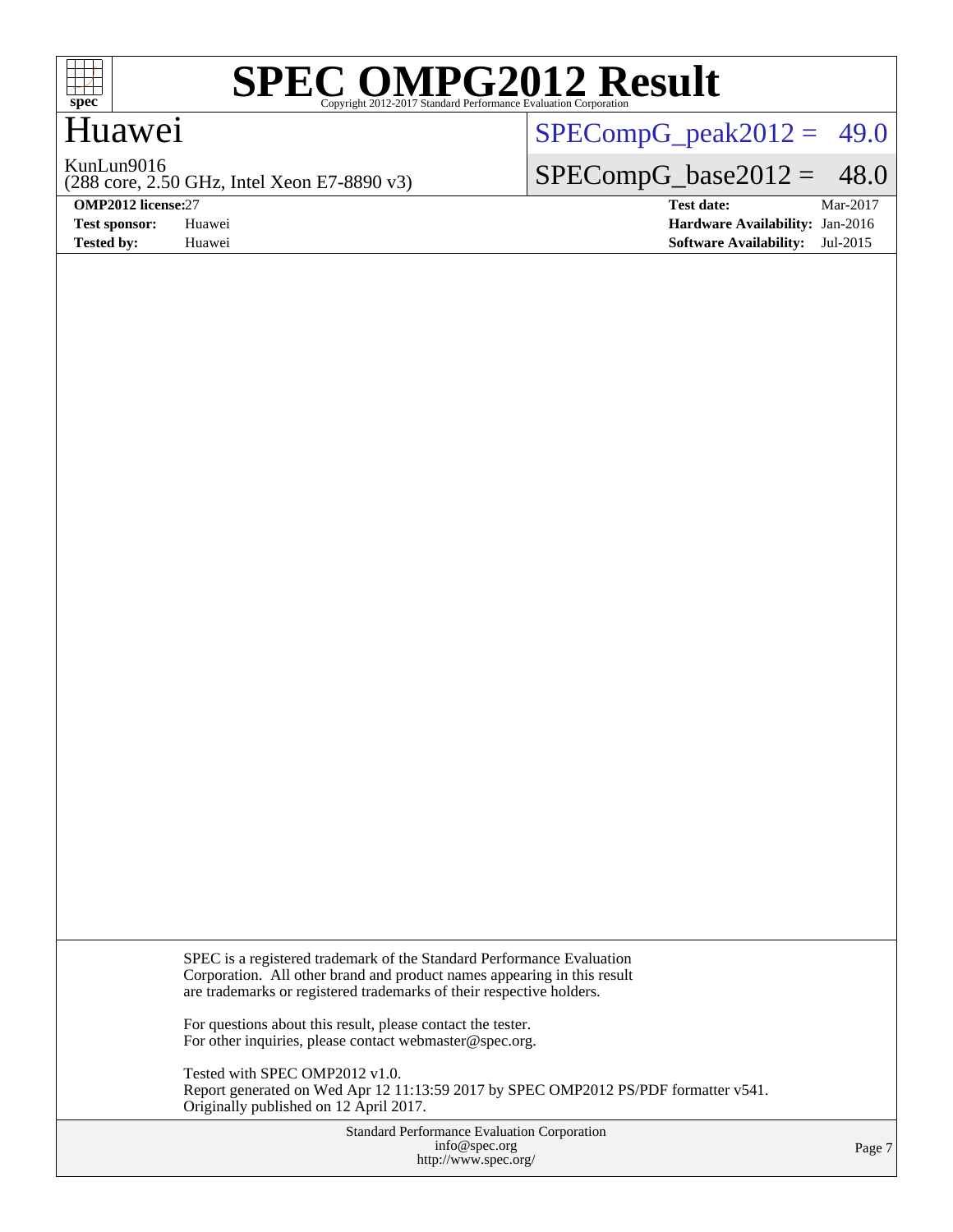SPEC is a registered trademark of the Standard Performance Evaluation Corporation. All other brand and product names appearing in this result are trademarks or registered trademarks of their respective holders.

For questions about this result, please contact the tester.
For other inquiries, please contact webmaster@spec.org.

Tested with SPEC OMP2012 v1.0.
Report generated on Wed Apr 12 11:13:59 2017 by SPEC OMP2012 PS/PDF formatter v541.
Originally published on 12 April 2017.